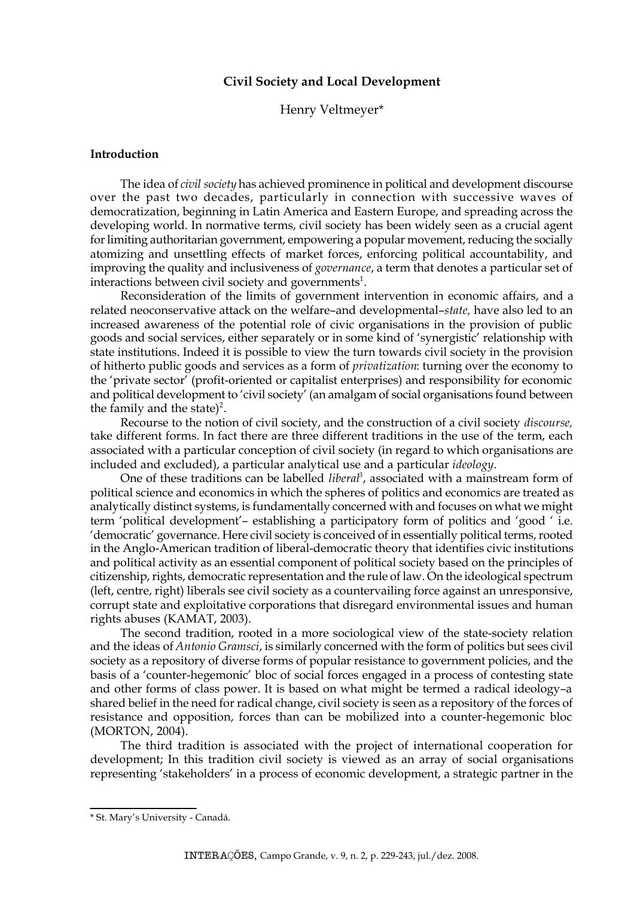# Civil Society and Local Development

Henry Veltmeyer*

## Introduction

The idea of *civil society* has achieved prominence in political and development discourse over the past two decades, particularly in connection with successive waves of democratization, beginning in Latin America and Eastern Europe, and spreading across the developing world. In normative terms, civil society has been widely seen as a crucial agent for limiting authoritarian government, empowering a popular movement, reducing the socially atomizing and unsettling effects of market forces, enforcing political accountability, and improving the quality and inclusiveness of *governance*, a term that denotes a particular set of interactions between civil society and governments[1].

Reconsideration of the limits of government intervention in economic affairs, and a related neoconservative attack on the welfare–and developmental–*state,* have also led to an increased awareness of the potential role of civic organisations in the provision of public goods and social services, either separately or in some kind of 'synergistic' relationship with state institutions. Indeed it is possible to view the turn towards civil society in the provision of hitherto public goods and services as a form of *privatization*: turning over the economy to the 'private sector' (profit-oriented or capitalist enterprises) and responsibility for economic and political development to 'civil society' (an amalgam of social organisations found between the family and the state)[2].

Recourse to the notion of civil society, and the construction of a civil society *discourse,* take different forms. In fact there are three different traditions in the use of the term, each associated with a particular conception of civil society (in regard to which organisations are included and excluded), a particular analytical use and a particular *ideology*.

One of these traditions can be labelled *liberal*[3], associated with a mainstream form of political science and economics in which the spheres of politics and economics are treated as analytically distinct systems, is fundamentally concerned with and focuses on what we might term 'political development'– establishing a participatory form of politics and 'good ' i.e. 'democratic' governance. Here civil society is conceived of in essentially political terms, rooted in the Anglo-American tradition of liberal-democratic theory that identifies civic institutions and political activity as an essential component of political society based on the principles of citizenship, rights, democratic representation and the rule of law. On the ideological spectrum (left, centre, right) liberals see civil society as a countervailing force against an unresponsive, corrupt state and exploitative corporations that disregard environmental issues and human rights abuses (KAMAT, 2003).

The second tradition, rooted in a more sociological view of the state-society relation and the ideas of *Antonio Gramsci*, is similarly concerned with the form of politics but sees civil society as a repository of diverse forms of popular resistance to government policies, and the basis of a 'counter-hegemonic' bloc of social forces engaged in a process of contesting state and other forms of class power. It is based on what might be termed a radical ideology–a shared belief in the need for radical change, civil society is seen as a repository of the forces of resistance and opposition, forces than can be mobilized into a counter-hegemonic bloc (MORTON, 2004).

The third tradition is associated with the project of international cooperation for development; In this tradition civil society is viewed as an array of social organisations representing 'stakeholders' in a process of economic development, a strategic partner in the

---

* St. Mary's University - Canadá.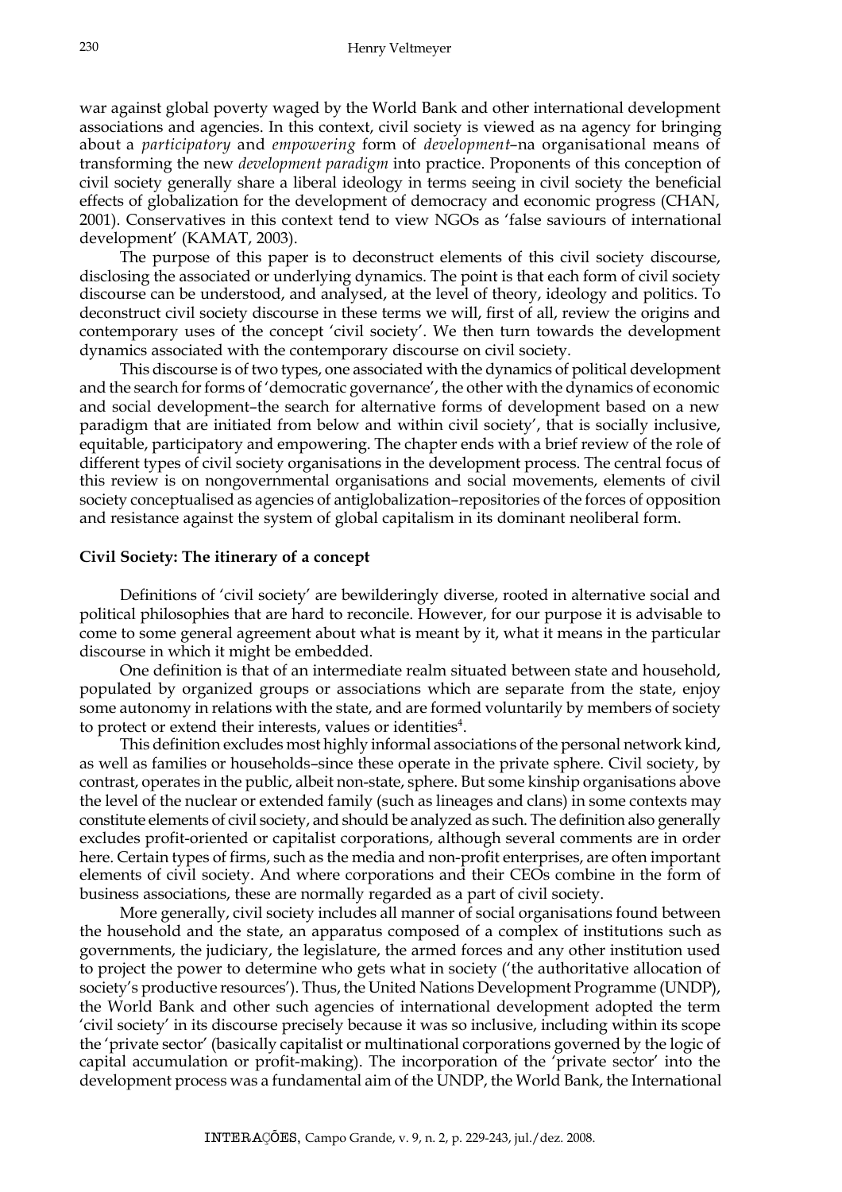war against global poverty waged by the World Bank and other international development associations and agencies. In this context, civil society is viewed as na agency for bringing about a *participatory* and *empowering* form of *development*–na organisational means of transforming the new *development paradigm* into practice. Proponents of this conception of civil society generally share a liberal ideology in terms seeing in civil society the beneficial effects of globalization for the development of democracy and economic progress (CHAN, 2001). Conservatives in this context tend to view NGOs as 'false saviours of international development' (KAMAT, 2003).

The purpose of this paper is to deconstruct elements of this civil society discourse, disclosing the associated or underlying dynamics. The point is that each form of civil society discourse can be understood, and analysed, at the level of theory, ideology and politics. To deconstruct civil society discourse in these terms we will, first of all, review the origins and contemporary uses of the concept 'civil society'. We then turn towards the development dynamics associated with the contemporary discourse on civil society.

This discourse is of two types, one associated with the dynamics of political development and the search for forms of 'democratic governance', the other with the dynamics of economic and social development–the search for alternative forms of development based on a new paradigm that are initiated from below and within civil society', that is socially inclusive, equitable, participatory and empowering. The chapter ends with a brief review of the role of different types of civil society organisations in the development process. The central focus of this review is on nongovernmental organisations and social movements, elements of civil society conceptualised as agencies of antiglobalization–repositories of the forces of opposition and resistance against the system of global capitalism in its dominant neoliberal form.

**Civil Society: The itinerary of a concept**

Definitions of 'civil society' are bewilderingly diverse, rooted in alternative social and political philosophies that are hard to reconcile. However, for our purpose it is advisable to come to some general agreement about what is meant by it, what it means in the particular discourse in which it might be embedded.

One definition is that of an intermediate realm situated between state and household, populated by organized groups or associations which are separate from the state, enjoy some autonomy in relations with the state, and are formed voluntarily by members of society to protect or extend their interests, values or identities[4].

This definition excludes most highly informal associations of the personal network kind, as well as families or households–since these operate in the private sphere. Civil society, by contrast, operates in the public, albeit non-state, sphere. But some kinship organisations above the level of the nuclear or extended family (such as lineages and clans) in some contexts may constitute elements of civil society, and should be analyzed as such. The definition also generally excludes profit-oriented or capitalist corporations, although several comments are in order here. Certain types of firms, such as the media and non-profit enterprises, are often important elements of civil society. And where corporations and their CEOs combine in the form of business associations, these are normally regarded as a part of civil society.

More generally, civil society includes all manner of social organisations found between the household and the state, an apparatus composed of a complex of institutions such as governments, the judiciary, the legislature, the armed forces and any other institution used to project the power to determine who gets what in society ('the authoritative allocation of society's productive resources'). Thus, the United Nations Development Programme (UNDP), the World Bank and other such agencies of international development adopted the term 'civil society' in its discourse precisely because it was so inclusive, including within its scope the 'private sector' (basically capitalist or multinational corporations governed by the logic of capital accumulation or profit-making). The incorporation of the 'private sector' into the development process was a fundamental aim of the UNDP, the World Bank, the International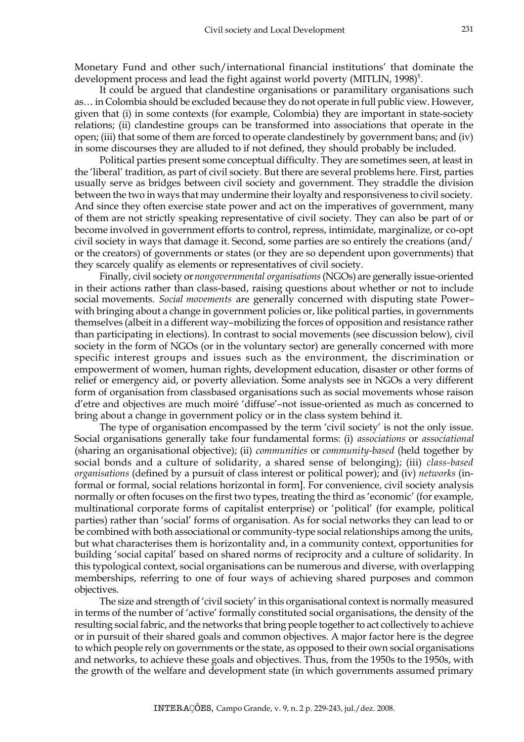Monetary Fund and other such/international financial institutions' that dominate the development process and lead the fight against world poverty (MITLIN, 1998)[5].

It could be argued that clandestine organisations or paramilitary organisations such as… in Colombia should be excluded because they do not operate in full public view. However, given that (i) in some contexts (for example, Colombia) they are important in state-society relations; (ii) clandestine groups can be transformed into associations that operate in the open; (iii) that some of them are forced to operate clandestinely by government bans; and (iv) in some discourses they are alluded to if not defined, they should probably be included.

Political parties present some conceptual difficulty. They are sometimes seen, at least in the 'liberal' tradition, as part of civil society. But there are several problems here. First, parties usually serve as bridges between civil society and government. They straddle the division between the two in ways that may undermine their loyalty and responsiveness to civil society. And since they often exercise state power and act on the imperatives of government, many of them are not strictly speaking representative of civil society. They can also be part of or become involved in government efforts to control, repress, intimidate, marginalize, or co-opt civil society in ways that damage it. Second, some parties are so entirely the creations (and/or the creators) of governments or states (or they are so dependent upon governments) that they scarcely qualify as elements or representatives of civil society.

Finally, civil society or *nongovernmental organisations* (NGOs) are generally issue-oriented in their actions rather than class-based, raising questions about whether or not to include social movements. *Social movements* are generally concerned with disputing state Power–with bringing about a change in government policies or, like political parties, in governments themselves (albeit in a different way–mobilizing the forces of opposition and resistance rather than participating in elections). In contrast to social movements (see discussion below), civil society in the form of NGOs (or in the voluntary sector) are generally concerned with more specific interest groups and issues such as the environment, the discrimination or empowerment of women, human rights, development education, disaster or other forms of relief or emergency aid, or poverty alleviation. Some analysts see in NGOs a very different form of organisation from classbased organisations such as social movements whose raison d'etre and objectives are much moiré 'diffuse'–not issue-oriented as much as concerned to bring about a change in government policy or in the class system behind it.

The type of organisation encompassed by the term 'civil society' is not the only issue. Social organisations generally take four fundamental forms: (i) *associations* or *associational* (sharing an organisational objective); (ii) *communities* or *community-based* (held together by social bonds and a culture of solidarity, a shared sense of belonging); (iii) *class-based organisations* (defined by a pursuit of class interest or political power); and (iv) *networks* (informal or formal, social relations horizontal in form]. For convenience, civil society analysis normally or often focuses on the first two types, treating the third as 'economic' (for example, multinational corporate forms of capitalist enterprise) or 'political' (for example, political parties) rather than 'social' forms of organisation. As for social networks they can lead to or be combined with both associational or community-type social relationships among the units, but what characterises them is horizontality and, in a community context, opportunities for building 'social capital' based on shared norms of reciprocity and a culture of solidarity. In this typological context, social organisations can be numerous and diverse, with overlapping memberships, referring to one of four ways of achieving shared purposes and common objectives.

The size and strength of 'civil society' in this organisational context is normally measured in terms of the number of 'active' formally constituted social organisations, the density of the resulting social fabric, and the networks that bring people together to act collectively to achieve or in pursuit of their shared goals and common objectives. A major factor here is the degree to which people rely on governments or the state, as opposed to their own social organisations and networks, to achieve these goals and objectives. Thus, from the 1950s to the 1950s, with the growth of the welfare and development state (in which governments assumed primary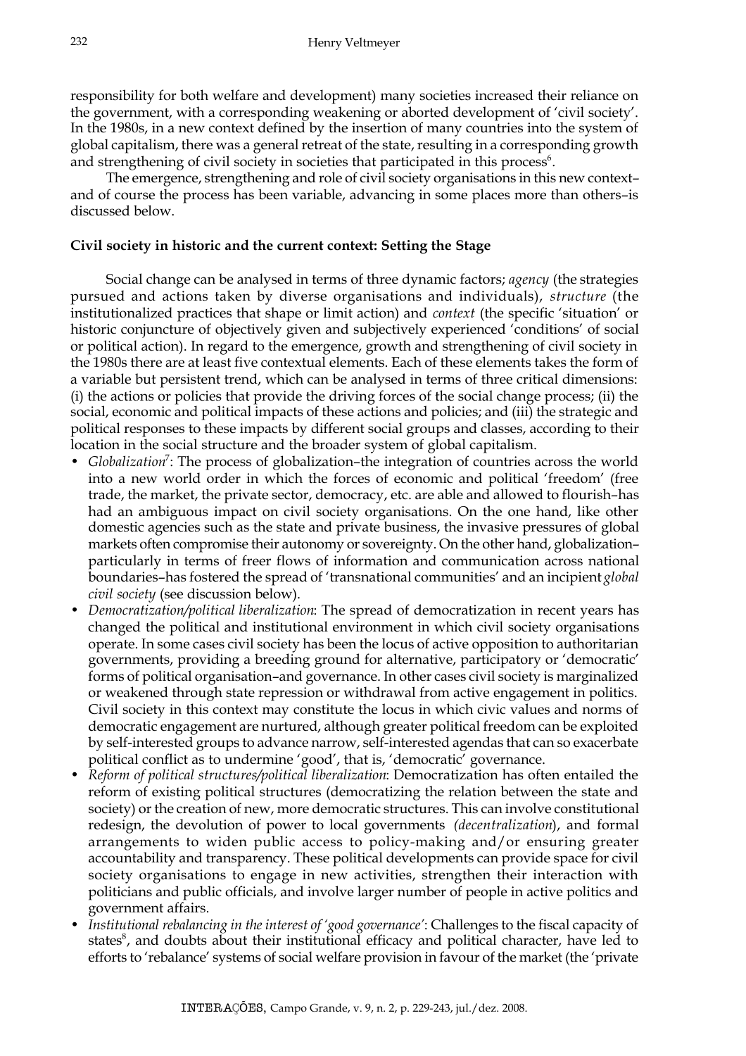responsibility for both welfare and development) many societies increased their reliance on the government, with a corresponding weakening or aborted development of 'civil society'. In the 1980s, in a new context defined by the insertion of many countries into the system of global capitalism, there was a general retreat of the state, resulting in a corresponding growth and strengthening of civil society in societies that participated in this process[6].

The emergence, strengthening and role of civil society organisations in this new context–and of course the process has been variable, advancing in some places more than others–is discussed below.

**Civil society in historic and the current context: Setting the Stage**

Social change can be analysed in terms of three dynamic factors; *agency* (the strategies pursued and actions taken by diverse organisations and individuals), *structure* (the institutionalized practices that shape or limit action) and *context* (the specific 'situation' or historic conjuncture of objectively given and subjectively experienced 'conditions' of social or political action). In regard to the emergence, growth and strengthening of civil society in the 1980s there are at least five contextual elements. Each of these elements takes the form of a variable but persistent trend, which can be analysed in terms of three critical dimensions: (i) the actions or policies that provide the driving forces of the social change process; (ii) the social, economic and political impacts of these actions and policies; and (iii) the strategic and political responses to these impacts by different social groups and classes, according to their location in the social structure and the broader system of global capitalism.

- *Globalization*[7]: The process of globalization–the integration of countries across the world into a new world order in which the forces of economic and political 'freedom' (free trade, the market, the private sector, democracy, etc. are able and allowed to flourish–has had an ambiguous impact on civil society organisations. On the one hand, like other domestic agencies such as the state and private business, the invasive pressures of global markets often compromise their autonomy or sovereignty. On the other hand, globalization–particularly in terms of freer flows of information and communication across national boundaries–has fostered the spread of 'transnational communities' and an incipient *global civil society* (see discussion below).
- *Democratization/political liberalization*: The spread of democratization in recent years has changed the political and institutional environment in which civil society organisations operate. In some cases civil society has been the locus of active opposition to authoritarian governments, providing a breeding ground for alternative, participatory or 'democratic' forms of political organisation–and governance. In other cases civil society is marginalized or weakened through state repression or withdrawal from active engagement in politics. Civil society in this context may constitute the locus in which civic values and norms of democratic engagement are nurtured, although greater political freedom can be exploited by self-interested groups to advance narrow, self-interested agendas that can so exacerbate political conflict as to undermine 'good', that is, 'democratic' governance.
- *Reform of political structures/political liberalization*: Democratization has often entailed the reform of existing political structures (democratizing the relation between the state and society) or the creation of new, more democratic structures. This can involve constitutional redesign, the devolution of power to local governments *(decentralization*), and formal arrangements to widen public access to policy-making and/or ensuring greater accountability and transparency. These political developments can provide space for civil society organisations to engage in new activities, strengthen their interaction with politicians and public officials, and involve larger number of people in active politics and government affairs.
- *Institutional rebalancing in the interest of 'good governance'*: Challenges to the fiscal capacity of states[8], and doubts about their institutional efficacy and political character, have led to efforts to 'rebalance' systems of social welfare provision in favour of the market (the 'private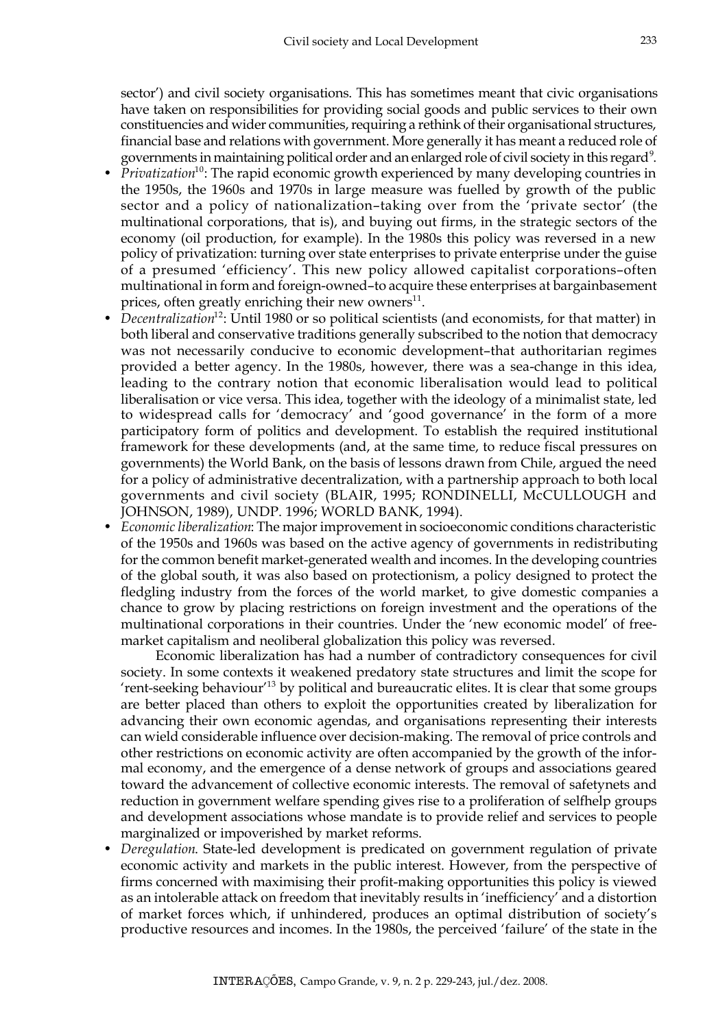sector') and civil society organisations. This has sometimes meant that civic organisations have taken on responsibilities for providing social goods and public services to their own constituencies and wider communities, requiring a rethink of their organisational structures, financial base and relations with government. More generally it has meant a reduced role of governments in maintaining political order and an enlarged role of civil society in this regard[9].

- *Privatization*[10]: The rapid economic growth experienced by many developing countries in the 1950s, the 1960s and 1970s in large measure was fuelled by growth of the public sector and a policy of nationalization–taking over from the 'private sector' (the multinational corporations, that is), and buying out firms, in the strategic sectors of the economy (oil production, for example). In the 1980s this policy was reversed in a new policy of privatization: turning over state enterprises to private enterprise under the guise of a presumed 'efficiency'. This new policy allowed capitalist corporations–often multinational in form and foreign-owned–to acquire these enterprises at bargainbasement prices, often greatly enriching their new owners[11].
- *Decentralization*[12]: Until 1980 or so political scientists (and economists, for that matter) in both liberal and conservative traditions generally subscribed to the notion that democracy was not necessarily conducive to economic development–that authoritarian regimes provided a better agency. In the 1980s, however, there was a sea-change in this idea, leading to the contrary notion that economic liberalisation would lead to political liberalisation or vice versa. This idea, together with the ideology of a minimalist state, led to widespread calls for 'democracy' and 'good governance' in the form of a more participatory form of politics and development. To establish the required institutional framework for these developments (and, at the same time, to reduce fiscal pressures on governments) the World Bank, on the basis of lessons drawn from Chile, argued the need for a policy of administrative decentralization, with a partnership approach to both local governments and civil society (BLAIR, 1995; RONDINELLI, McCULLOUGH and JOHNSON, 1989), UNDP. 1996; WORLD BANK, 1994).
- *Economic liberalization*: The major improvement in socioeconomic conditions characteristic of the 1950s and 1960s was based on the active agency of governments in redistributing for the common benefit market-generated wealth and incomes. In the developing countries of the global south, it was also based on protectionism, a policy designed to protect the fledgling industry from the forces of the world market, to give domestic companies a chance to grow by placing restrictions on foreign investment and the operations of the multinational corporations in their countries. Under the 'new economic model' of free-market capitalism and neoliberal globalization this policy was reversed.

  Economic liberalization has had a number of contradictory consequences for civil society. In some contexts it weakened predatory state structures and limit the scope for 'rent-seeking behaviour'[13] by political and bureaucratic elites. It is clear that some groups are better placed than others to exploit the opportunities created by liberalization for advancing their own economic agendas, and organisations representing their interests can wield considerable influence over decision-making. The removal of price controls and other restrictions on economic activity are often accompanied by the growth of the informal economy, and the emergence of a dense network of groups and associations geared toward the advancement of collective economic interests. The removal of safetynets and reduction in government welfare spending gives rise to a proliferation of selfhelp groups and development associations whose mandate is to provide relief and services to people marginalized or impoverished by market reforms.
- *Deregulation*. State-led development is predicated on government regulation of private economic activity and markets in the public interest. However, from the perspective of firms concerned with maximising their profit-making opportunities this policy is viewed as an intolerable attack on freedom that inevitably results in 'inefficiency' and a distortion of market forces which, if unhindered, produces an optimal distribution of society's productive resources and incomes. In the 1980s, the perceived 'failure' of the state in the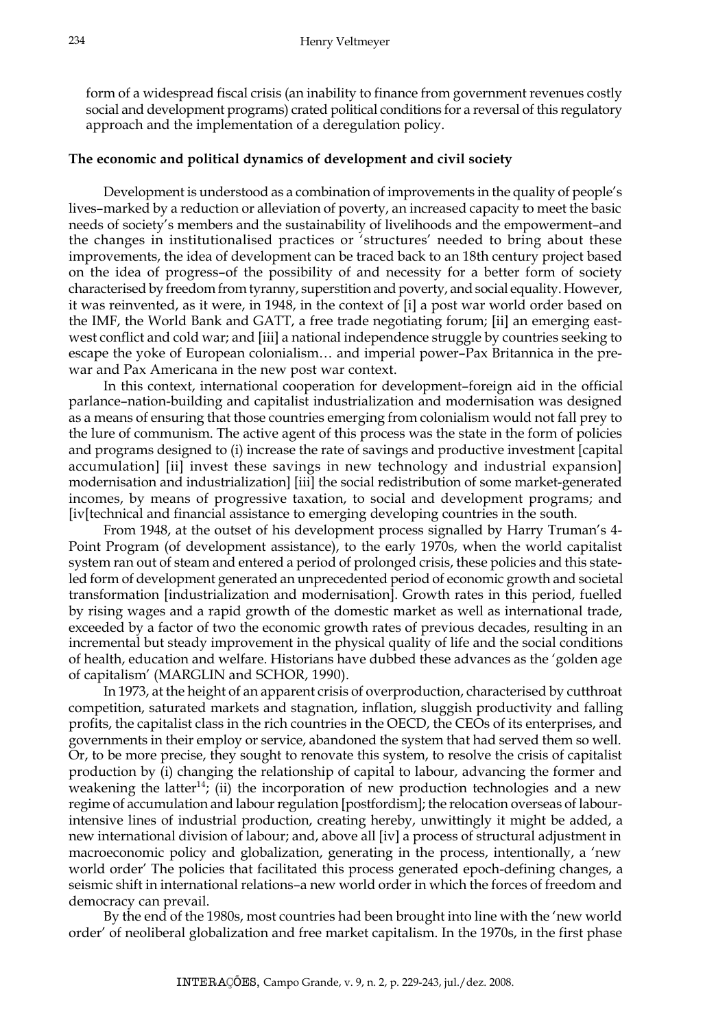form of a widespread fiscal crisis (an inability to finance from government revenues costly social and development programs) crated political conditions for a reversal of this regulatory approach and the implementation of a deregulation policy.

**The economic and political dynamics of development and civil society**

Development is understood as a combination of improvements in the quality of people's lives–marked by a reduction or alleviation of poverty, an increased capacity to meet the basic needs of society's members and the sustainability of livelihoods and the empowerment–and the changes in institutionalised practices or 'structures' needed to bring about these improvements, the idea of development can be traced back to an 18th century project based on the idea of progress–of the possibility of and necessity for a better form of society characterised by freedom from tyranny, superstition and poverty, and social equality. However, it was reinvented, as it were, in 1948, in the context of [i] a post war world order based on the IMF, the World Bank and GATT, a free trade negotiating forum; [ii] an emerging east-west conflict and cold war; and [iii] a national independence struggle by countries seeking to escape the yoke of European colonialism… and imperial power–Pax Britannica in the pre-war and Pax Americana in the new post war context.

In this context, international cooperation for development–foreign aid in the official parlance–nation-building and capitalist industrialization and modernisation was designed as a means of ensuring that those countries emerging from colonialism would not fall prey to the lure of communism. The active agent of this process was the state in the form of policies and programs designed to (i) increase the rate of savings and productive investment [capital accumulation] [ii] invest these savings in new technology and industrial expansion] modernisation and industrialization] [iii] the social redistribution of some market-generated incomes, by means of progressive taxation, to social and development programs; and [iv[technical and financial assistance to emerging developing countries in the south.

From 1948, at the outset of his development process signalled by Harry Truman's 4-Point Program (of development assistance), to the early 1970s, when the world capitalist system ran out of steam and entered a period of prolonged crisis, these policies and this state-led form of development generated an unprecedented period of economic growth and societal transformation [industrialization and modernisation]. Growth rates in this period, fuelled by rising wages and a rapid growth of the domestic market as well as international trade, exceeded by a factor of two the economic growth rates of previous decades, resulting in an incremental but steady improvement in the physical quality of life and the social conditions of health, education and welfare. Historians have dubbed these advances as the 'golden age of capitalism' (MARGLIN and SCHOR, 1990).

In 1973, at the height of an apparent crisis of overproduction, characterised by cutthroat competition, saturated markets and stagnation, inflation, sluggish productivity and falling profits, the capitalist class in the rich countries in the OECD, the CEOs of its enterprises, and governments in their employ or service, abandoned the system that had served them so well. Or, to be more precise, they sought to renovate this system, to resolve the crisis of capitalist production by (i) changing the relationship of capital to labour, advancing the former and weakening the latter[14]; (ii) the incorporation of new production technologies and a new regime of accumulation and labour regulation [postfordism]; the relocation overseas of labour-intensive lines of industrial production, creating hereby, unwittingly it might be added, a new international division of labour; and, above all [iv] a process of structural adjustment in macroeconomic policy and globalization, generating in the process, intentionally, a 'new world order' The policies that facilitated this process generated epoch-defining changes, a seismic shift in international relations–a new world order in which the forces of freedom and democracy can prevail.

By the end of the 1980s, most countries had been brought into line with the 'new world order' of neoliberal globalization and free market capitalism. In the 1970s, in the first phase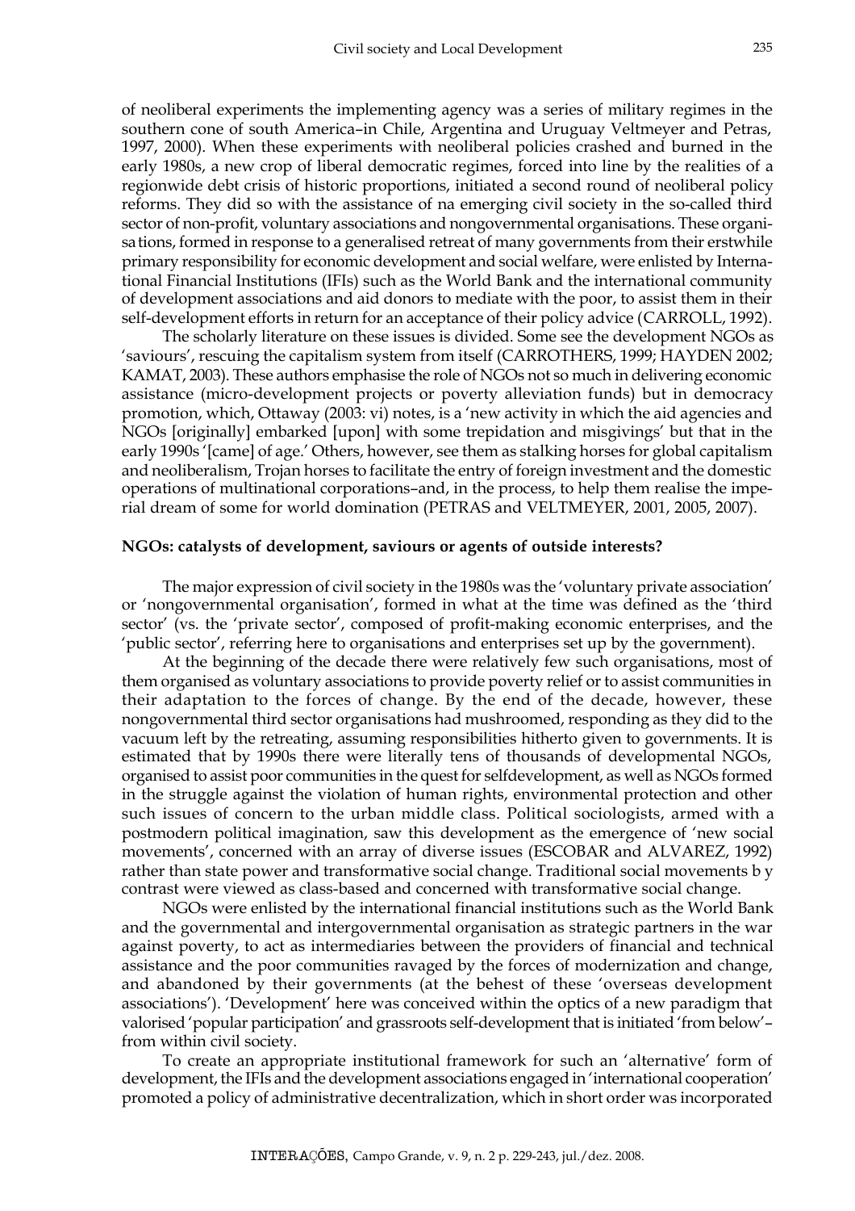of neoliberal experiments the implementing agency was a series of military regimes in the southern cone of south America–in Chile, Argentina and Uruguay Veltmeyer and Petras, 1997, 2000). When these experiments with neoliberal policies crashed and burned in the early 1980s, a new crop of liberal democratic regimes, forced into line by the realities of a regionwide debt crisis of historic proportions, initiated a second round of neoliberal policy reforms. They did so with the assistance of na emerging civil society in the so-called third sector of non-profit, voluntary associations and nongovernmental organisations. These organisa tions, formed in response to a generalised retreat of many governments from their erstwhile primary responsibility for economic development and social welfare, were enlisted by International Financial Institutions (IFIs) such as the World Bank and the international community of development associations and aid donors to mediate with the poor, to assist them in their self-development efforts in return for an acceptance of their policy advice (CARROLL, 1992).

The scholarly literature on these issues is divided. Some see the development NGOs as 'saviours', rescuing the capitalism system from itself (CARROTHERS, 1999; HAYDEN 2002; KAMAT, 2003). These authors emphasise the role of NGOs not so much in delivering economic assistance (micro-development projects or poverty alleviation funds) but in democracy promotion, which, Ottaway (2003: vi) notes, is a 'new activity in which the aid agencies and NGOs [originally] embarked [upon] with some trepidation and misgivings' but that in the early 1990s '[came] of age.' Others, however, see them as stalking horses for global capitalism and neoliberalism, Trojan horses to facilitate the entry of foreign investment and the domestic operations of multinational corporations–and, in the process, to help them realise the imperial dream of some for world domination (PETRAS and VELTMEYER, 2001, 2005, 2007).

**NGOs: catalysts of development, saviours or agents of outside interests?**

The major expression of civil society in the 1980s was the 'voluntary private association' or 'nongovernmental organisation', formed in what at the time was defined as the 'third sector' (vs. the 'private sector', composed of profit-making economic enterprises, and the 'public sector', referring here to organisations and enterprises set up by the government).

At the beginning of the decade there were relatively few such organisations, most of them organised as voluntary associations to provide poverty relief or to assist communities in their adaptation to the forces of change. By the end of the decade, however, these nongovernmental third sector organisations had mushroomed, responding as they did to the vacuum left by the retreating, assuming responsibilities hitherto given to governments. It is estimated that by 1990s there were literally tens of thousands of developmental NGOs, organised to assist poor communities in the quest for selfdevelopment, as well as NGOs formed in the struggle against the violation of human rights, environmental protection and other such issues of concern to the urban middle class. Political sociologists, armed with a postmodern political imagination, saw this development as the emergence of 'new social movements', concerned with an array of diverse issues (ESCOBAR and ALVAREZ, 1992) rather than state power and transformative social change. Traditional social movements b y contrast were viewed as class-based and concerned with transformative social change.

NGOs were enlisted by the international financial institutions such as the World Bank and the governmental and intergovernmental organisation as strategic partners in the war against poverty, to act as intermediaries between the providers of financial and technical assistance and the poor communities ravaged by the forces of modernization and change, and abandoned by their governments (at the behest of these 'overseas development associations'). 'Development' here was conceived within the optics of a new paradigm that valorised 'popular participation' and grassroots self-development that is initiated 'from below'–from within civil society.

To create an appropriate institutional framework for such an 'alternative' form of development, the IFIs and the development associations engaged in 'international cooperation' promoted a policy of administrative decentralization, which in short order was incorporated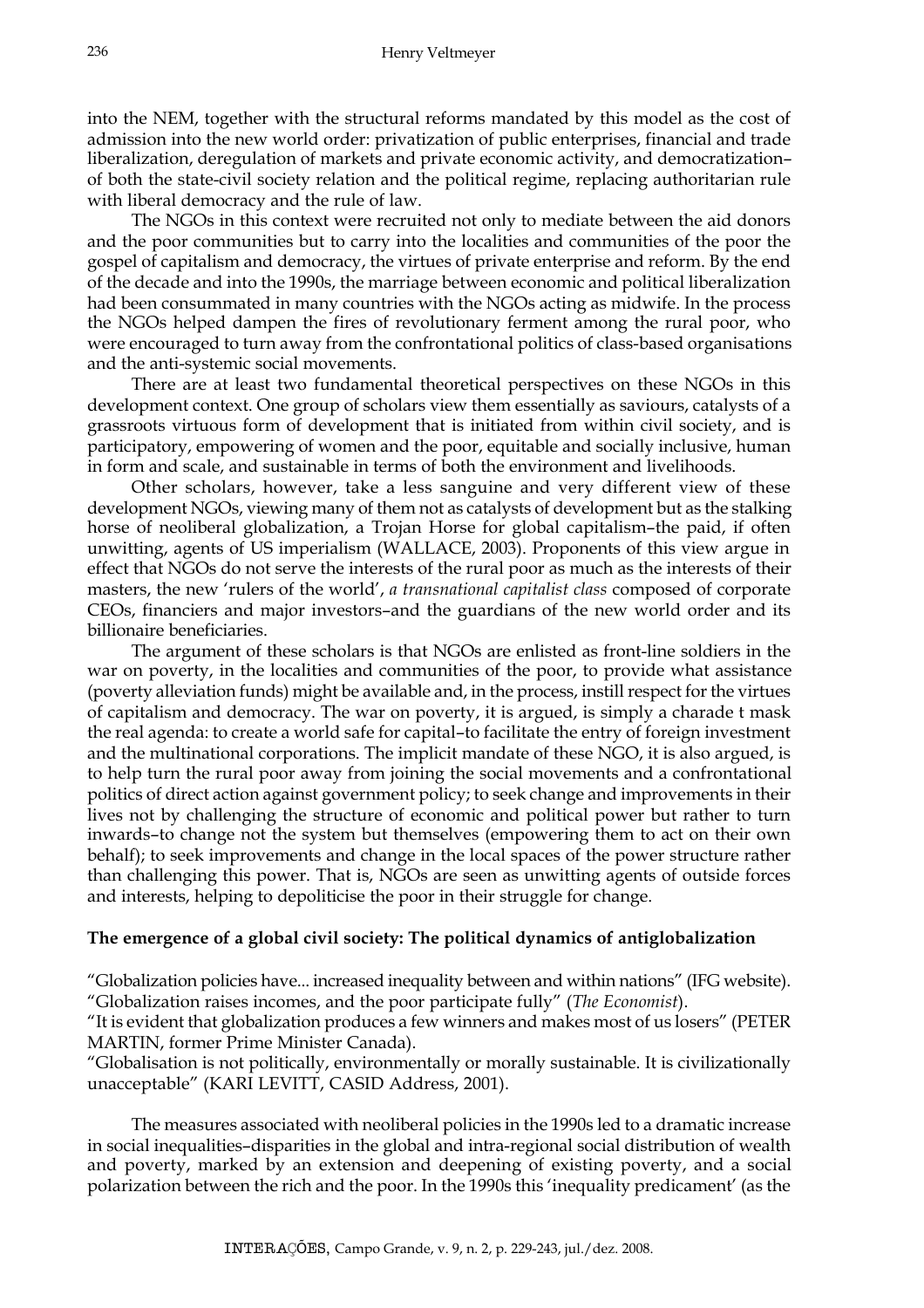into the NEM, together with the structural reforms mandated by this model as the cost of admission into the new world order: privatization of public enterprises, financial and trade liberalization, deregulation of markets and private economic activity, and democratization–of both the state-civil society relation and the political regime, replacing authoritarian rule with liberal democracy and the rule of law.

The NGOs in this context were recruited not only to mediate between the aid donors and the poor communities but to carry into the localities and communities of the poor the gospel of capitalism and democracy, the virtues of private enterprise and reform. By the end of the decade and into the 1990s, the marriage between economic and political liberalization had been consummated in many countries with the NGOs acting as midwife. In the process the NGOs helped dampen the fires of revolutionary ferment among the rural poor, who were encouraged to turn away from the confrontational politics of class-based organisations and the anti-systemic social movements.

There are at least two fundamental theoretical perspectives on these NGOs in this development context. One group of scholars view them essentially as saviours, catalysts of a grassroots virtuous form of development that is initiated from within civil society, and is participatory, empowering of women and the poor, equitable and socially inclusive, human in form and scale, and sustainable in terms of both the environment and livelihoods.

Other scholars, however, take a less sanguine and very different view of these development NGOs, viewing many of them not as catalysts of development but as the stalking horse of neoliberal globalization, a Trojan Horse for global capitalism–the paid, if often unwitting, agents of US imperialism (WALLACE, 2003). Proponents of this view argue in effect that NGOs do not serve the interests of the rural poor as much as the interests of their masters, the new 'rulers of the world', *a transnational capitalist class* composed of corporate CEOs, financiers and major investors–and the guardians of the new world order and its billionaire beneficiaries.

The argument of these scholars is that NGOs are enlisted as front-line soldiers in the war on poverty, in the localities and communities of the poor, to provide what assistance (poverty alleviation funds) might be available and, in the process, instill respect for the virtues of capitalism and democracy. The war on poverty, it is argued, is simply a charade t mask the real agenda: to create a world safe for capital–to facilitate the entry of foreign investment and the multinational corporations. The implicit mandate of these NGO, it is also argued, is to help turn the rural poor away from joining the social movements and a confrontational politics of direct action against government policy; to seek change and improvements in their lives not by challenging the structure of economic and political power but rather to turn inwards–to change not the system but themselves (empowering them to act on their own behalf); to seek improvements and change in the local spaces of the power structure rather than challenging this power. That is, NGOs are seen as unwitting agents of outside forces and interests, helping to depoliticise the poor in their struggle for change.

## The emergence of a global civil society: The political dynamics of antiglobalization

"Globalization policies have... increased inequality between and within nations" (IFG website).
"Globalization raises incomes, and the poor participate fully" (*The Economist*).
"It is evident that globalization produces a few winners and makes most of us losers" (PETER MARTIN, former Prime Minister Canada).
"Globalisation is not politically, environmentally or morally sustainable. It is civilizationally unacceptable" (KARI LEVITT, CASID Address, 2001).

The measures associated with neoliberal policies in the 1990s led to a dramatic increase in social inequalities–disparities in the global and intra-regional social distribution of wealth and poverty, marked by an extension and deepening of existing poverty, and a social polarization between the rich and the poor. In the 1990s this 'inequality predicament' (as the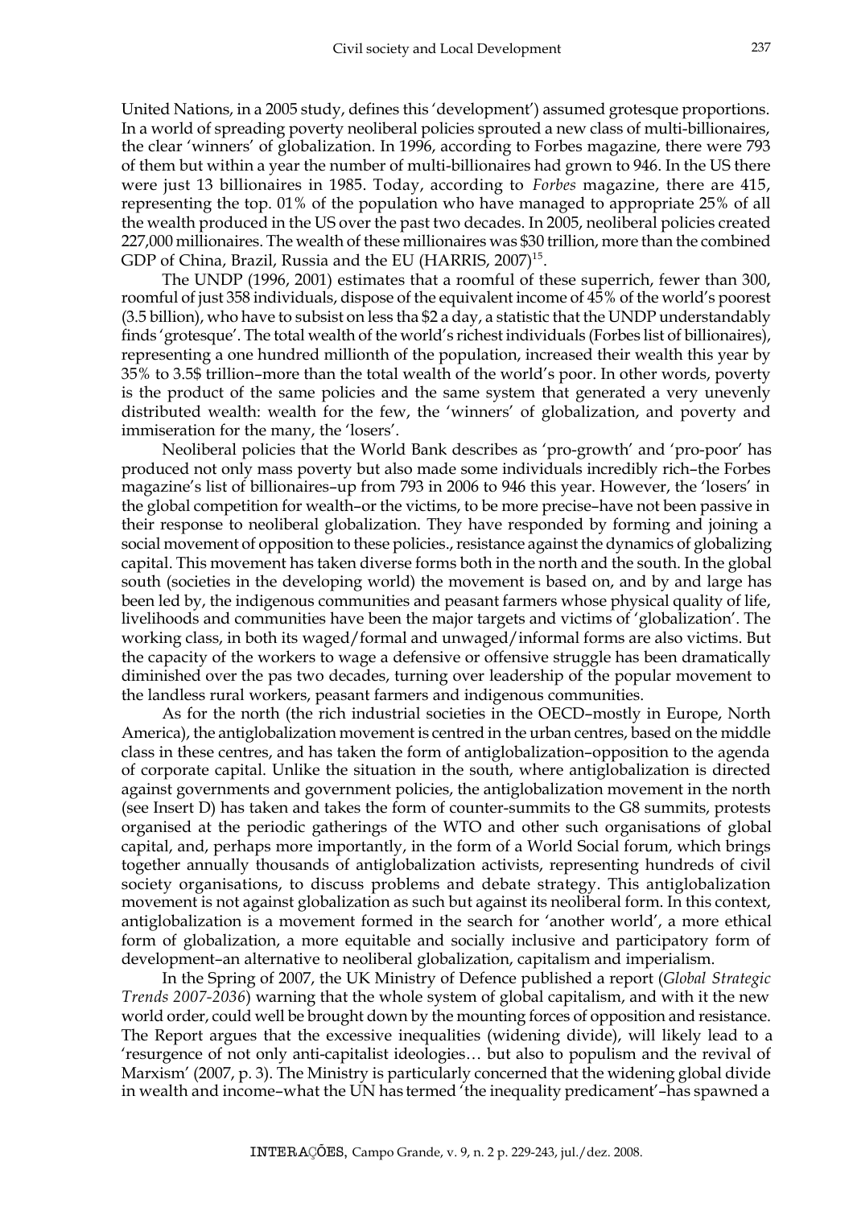United Nations, in a 2005 study, defines this 'development') assumed grotesque proportions. In a world of spreading poverty neoliberal policies sprouted a new class of multi-billionaires, the clear 'winners' of globalization. In 1996, according to Forbes magazine, there were 793 of them but within a year the number of multi-billionaires had grown to 946. In the US there were just 13 billionaires in 1985. Today, according to *Forbes* magazine, there are 415, representing the top. 01% of the population who have managed to appropriate 25% of all the wealth produced in the US over the past two decades. In 2005, neoliberal policies created 227,000 millionaires. The wealth of these millionaires was $30 trillion, more than the combined GDP of China, Brazil, Russia and the EU (HARRIS, 2007)[15].

The UNDP (1996, 2001) estimates that a roomful of these superrich, fewer than 300, roomful of just 358 individuals, dispose of the equivalent income of 45% of the world's poorest (3.5 billion), who have to subsist on less tha $2 a day, a statistic that the UNDP understandably finds 'grotesque'. The total wealth of the world's richest individuals (Forbes list of billionaires), representing a one hundred millionth of the population, increased their wealth this year by 35% to 3.5$ trillion–more than the total wealth of the world's poor. In other words, poverty is the product of the same policies and the same system that generated a very unevenly distributed wealth: wealth for the few, the 'winners' of globalization, and poverty and immiseration for the many, the 'losers'.

Neoliberal policies that the World Bank describes as 'pro-growth' and 'pro-poor' has produced not only mass poverty but also made some individuals incredibly rich–the Forbes magazine's list of billionaires–up from 793 in 2006 to 946 this year. However, the 'losers' in the global competition for wealth–or the victims, to be more precise–have not been passive in their response to neoliberal globalization. They have responded by forming and joining a social movement of opposition to these policies., resistance against the dynamics of globalizing capital. This movement has taken diverse forms both in the north and the south. In the global south (societies in the developing world) the movement is based on, and by and large has been led by, the indigenous communities and peasant farmers whose physical quality of life, livelihoods and communities have been the major targets and victims of 'globalization'. The working class, in both its waged/formal and unwaged/informal forms are also victims. But the capacity of the workers to wage a defensive or offensive struggle has been dramatically diminished over the pas two decades, turning over leadership of the popular movement to the landless rural workers, peasant farmers and indigenous communities.

As for the north (the rich industrial societies in the OECD–mostly in Europe, North America), the antiglobalization movement is centred in the urban centres, based on the middle class in these centres, and has taken the form of antiglobalization–opposition to the agenda of corporate capital. Unlike the situation in the south, where antiglobalization is directed against governments and government policies, the antiglobalization movement in the north (see Insert D) has taken and takes the form of counter-summits to the G8 summits, protests organised at the periodic gatherings of the WTO and other such organisations of global capital, and, perhaps more importantly, in the form of a World Social forum, which brings together annually thousands of antiglobalization activists, representing hundreds of civil society organisations, to discuss problems and debate strategy. This antiglobalization movement is not against globalization as such but against its neoliberal form. In this context, antiglobalization is a movement formed in the search for 'another world', a more ethical form of globalization, a more equitable and socially inclusive and participatory form of development–an alternative to neoliberal globalization, capitalism and imperialism.

In the Spring of 2007, the UK Ministry of Defence published a report (*Global Strategic Trends 2007-2036*) warning that the whole system of global capitalism, and with it the new world order, could well be brought down by the mounting forces of opposition and resistance. The Report argues that the excessive inequalities (widening divide), will likely lead to a 'resurgence of not only anti-capitalist ideologies… but also to populism and the revival of Marxism' (2007, p. 3). The Ministry is particularly concerned that the widening global divide in wealth and income–what the UN has termed 'the inequality predicament'–has spawned a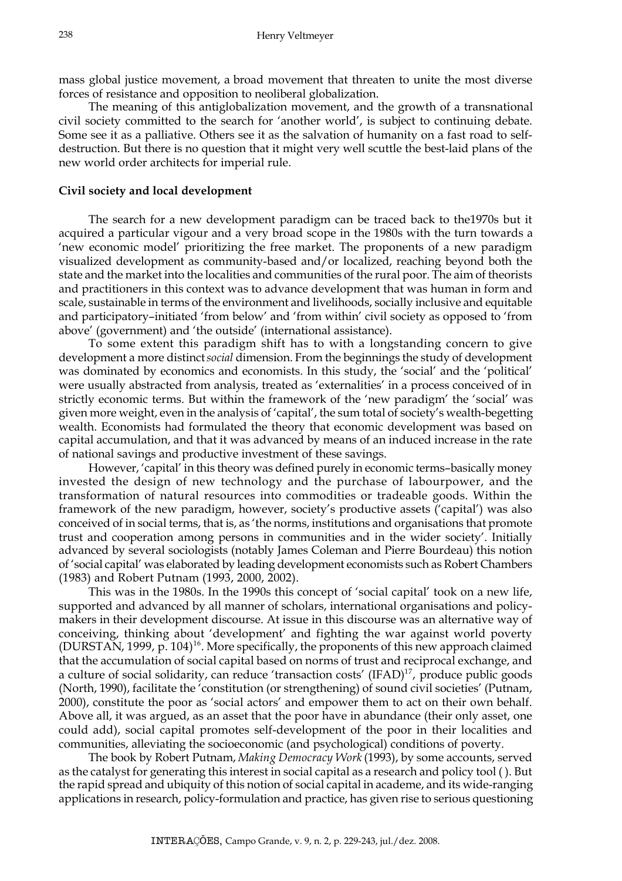mass global justice movement, a broad movement that threaten to unite the most diverse forces of resistance and opposition to neoliberal globalization.

The meaning of this antiglobalization movement, and the growth of a transnational civil society committed to the search for 'another world', is subject to continuing debate. Some see it as a palliative. Others see it as the salvation of humanity on a fast road to self-destruction. But there is no question that it might very well scuttle the best-laid plans of the new world order architects for imperial rule.

**Civil society and local development**

The search for a new development paradigm can be traced back to the1970s but it acquired a particular vigour and a very broad scope in the 1980s with the turn towards a 'new economic model' prioritizing the free market. The proponents of a new paradigm visualized development as community-based and/or localized, reaching beyond both the state and the market into the localities and communities of the rural poor. The aim of theorists and practitioners in this context was to advance development that was human in form and scale, sustainable in terms of the environment and livelihoods, socially inclusive and equitable and participatory–initiated 'from below' and 'from within' civil society as opposed to 'from above' (government) and 'the outside' (international assistance).

To some extent this paradigm shift has to with a longstanding concern to give development a more distinct *social* dimension. From the beginnings the study of development was dominated by economics and economists. In this study, the 'social' and the 'political' were usually abstracted from analysis, treated as 'externalities' in a process conceived of in strictly economic terms. But within the framework of the 'new paradigm' the 'social' was given more weight, even in the analysis of 'capital', the sum total of society's wealth-begetting wealth. Economists had formulated the theory that economic development was based on capital accumulation, and that it was advanced by means of an induced increase in the rate of national savings and productive investment of these savings.

However, 'capital' in this theory was defined purely in economic terms–basically money invested the design of new technology and the purchase of labourpower, and the transformation of natural resources into commodities or tradeable goods. Within the framework of the new paradigm, however, society's productive assets ('capital') was also conceived of in social terms, that is, as 'the norms, institutions and organisations that promote trust and cooperation among persons in communities and in the wider society'. Initially advanced by several sociologists (notably James Coleman and Pierre Bourdeau) this notion of 'social capital' was elaborated by leading development economists such as Robert Chambers (1983) and Robert Putnam (1993, 2000, 2002).

This was in the 1980s. In the 1990s this concept of 'social capital' took on a new life, supported and advanced by all manner of scholars, international organisations and policy-makers in their development discourse. At issue in this discourse was an alternative way of conceiving, thinking about 'development' and fighting the war against world poverty (DURSTAN, 1999, p. 104)[16]. More specifically, the proponents of this new approach claimed that the accumulation of social capital based on norms of trust and reciprocal exchange, and a culture of social solidarity, can reduce 'transaction costs' (IFAD)[17], produce public goods (North, 1990), facilitate the 'constitution (or strengthening) of sound civil societies' (Putnam, 2000), constitute the poor as 'social actors' and empower them to act on their own behalf. Above all, it was argued, as an asset that the poor have in abundance (their only asset, one could add), social capital promotes self-development of the poor in their localities and communities, alleviating the socioeconomic (and psychological) conditions of poverty.

The book by Robert Putnam, *Making Democracy Work* (1993), by some accounts, served as the catalyst for generating this interest in social capital as a research and policy tool ( ). But the rapid spread and ubiquity of this notion of social capital in academe, and its wide-ranging applications in research, policy-formulation and practice, has given rise to serious questioning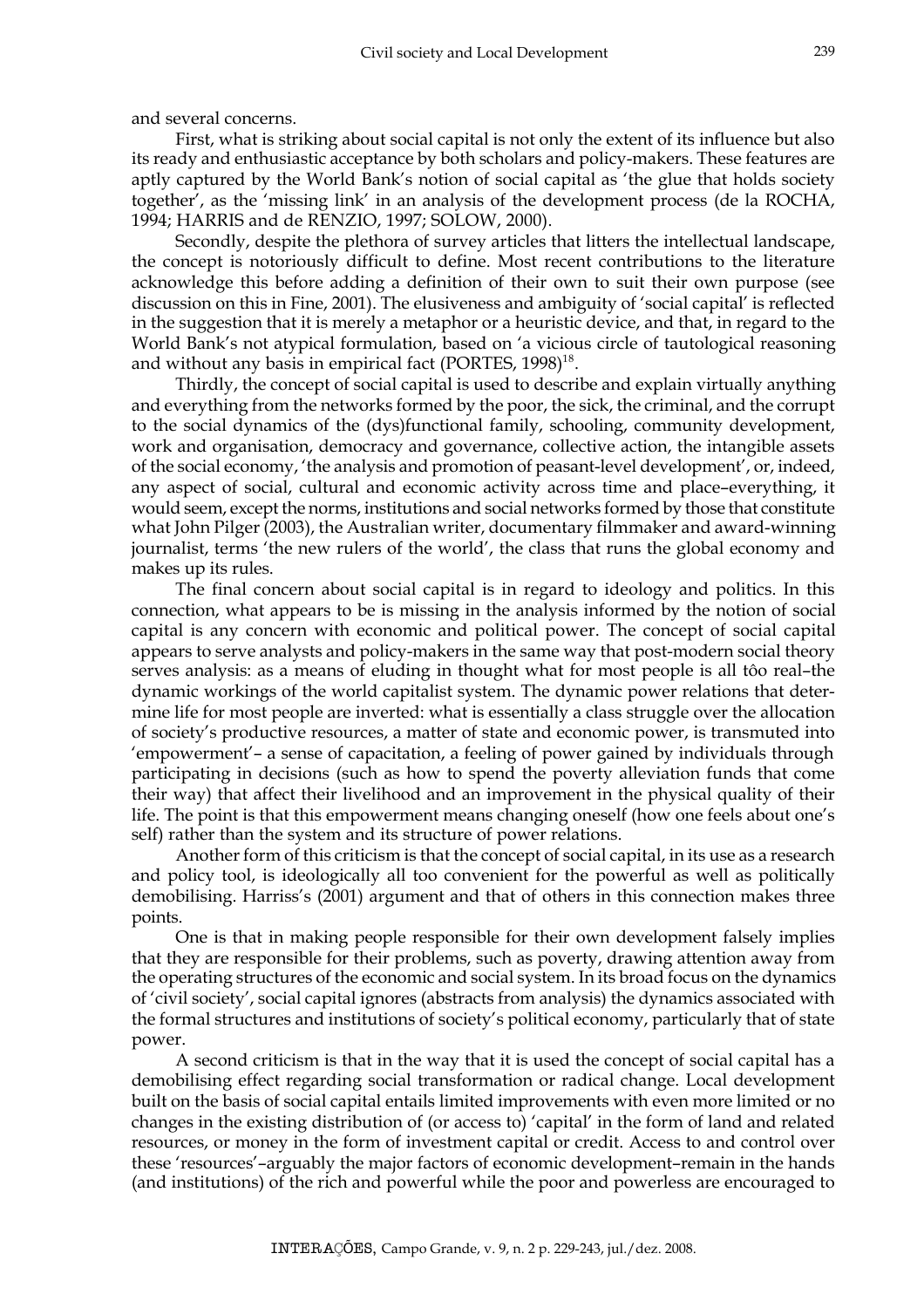and several concerns.

First, what is striking about social capital is not only the extent of its influence but also its ready and enthusiastic acceptance by both scholars and policy-makers. These features are aptly captured by the World Bank's notion of social capital as 'the glue that holds society together', as the 'missing link' in an analysis of the development process (de la ROCHA, 1994; HARRIS and de RENZIO, 1997; SOLOW, 2000).

Secondly, despite the plethora of survey articles that litters the intellectual landscape, the concept is notoriously difficult to define. Most recent contributions to the literature acknowledge this before adding a definition of their own to suit their own purpose (see discussion on this in Fine, 2001). The elusiveness and ambiguity of 'social capital' is reflected in the suggestion that it is merely a metaphor or a heuristic device, and that, in regard to the World Bank's not atypical formulation, based on 'a vicious circle of tautological reasoning and without any basis in empirical fact (PORTES, 1998)[18].

Thirdly, the concept of social capital is used to describe and explain virtually anything and everything from the networks formed by the poor, the sick, the criminal, and the corrupt to the social dynamics of the (dys)functional family, schooling, community development, work and organisation, democracy and governance, collective action, the intangible assets of the social economy, 'the analysis and promotion of peasant-level development', or, indeed, any aspect of social, cultural and economic activity across time and place–everything, it would seem, except the norms, institutions and social networks formed by those that constitute what John Pilger (2003), the Australian writer, documentary filmmaker and award-winning journalist, terms 'the new rulers of the world', the class that runs the global economy and makes up its rules.

The final concern about social capital is in regard to ideology and politics. In this connection, what appears to be is missing in the analysis informed by the notion of social capital is any concern with economic and political power. The concept of social capital appears to serve analysts and policy-makers in the same way that post-modern social theory serves analysis: as a means of eluding in thought what for most people is all tôo real–the dynamic workings of the world capitalist system. The dynamic power relations that determine life for most people are inverted: what is essentially a class struggle over the allocation of society's productive resources, a matter of state and economic power, is transmuted into 'empowerment'– a sense of capacitation, a feeling of power gained by individuals through participating in decisions (such as how to spend the poverty alleviation funds that come their way) that affect their livelihood and an improvement in the physical quality of their life. The point is that this empowerment means changing oneself (how one feels about one's self) rather than the system and its structure of power relations.

Another form of this criticism is that the concept of social capital, in its use as a research and policy tool, is ideologically all too convenient for the powerful as well as politically demobilising. Harriss's (2001) argument and that of others in this connection makes three points.

One is that in making people responsible for their own development falsely implies that they are responsible for their problems, such as poverty, drawing attention away from the operating structures of the economic and social system. In its broad focus on the dynamics of 'civil society', social capital ignores (abstracts from analysis) the dynamics associated with the formal structures and institutions of society's political economy, particularly that of state power.

A second criticism is that in the way that it is used the concept of social capital has a demobilising effect regarding social transformation or radical change. Local development built on the basis of social capital entails limited improvements with even more limited or no changes in the existing distribution of (or access to) 'capital' in the form of land and related resources, or money in the form of investment capital or credit. Access to and control over these 'resources'–arguably the major factors of economic development–remain in the hands (and institutions) of the rich and powerful while the poor and powerless are encouraged to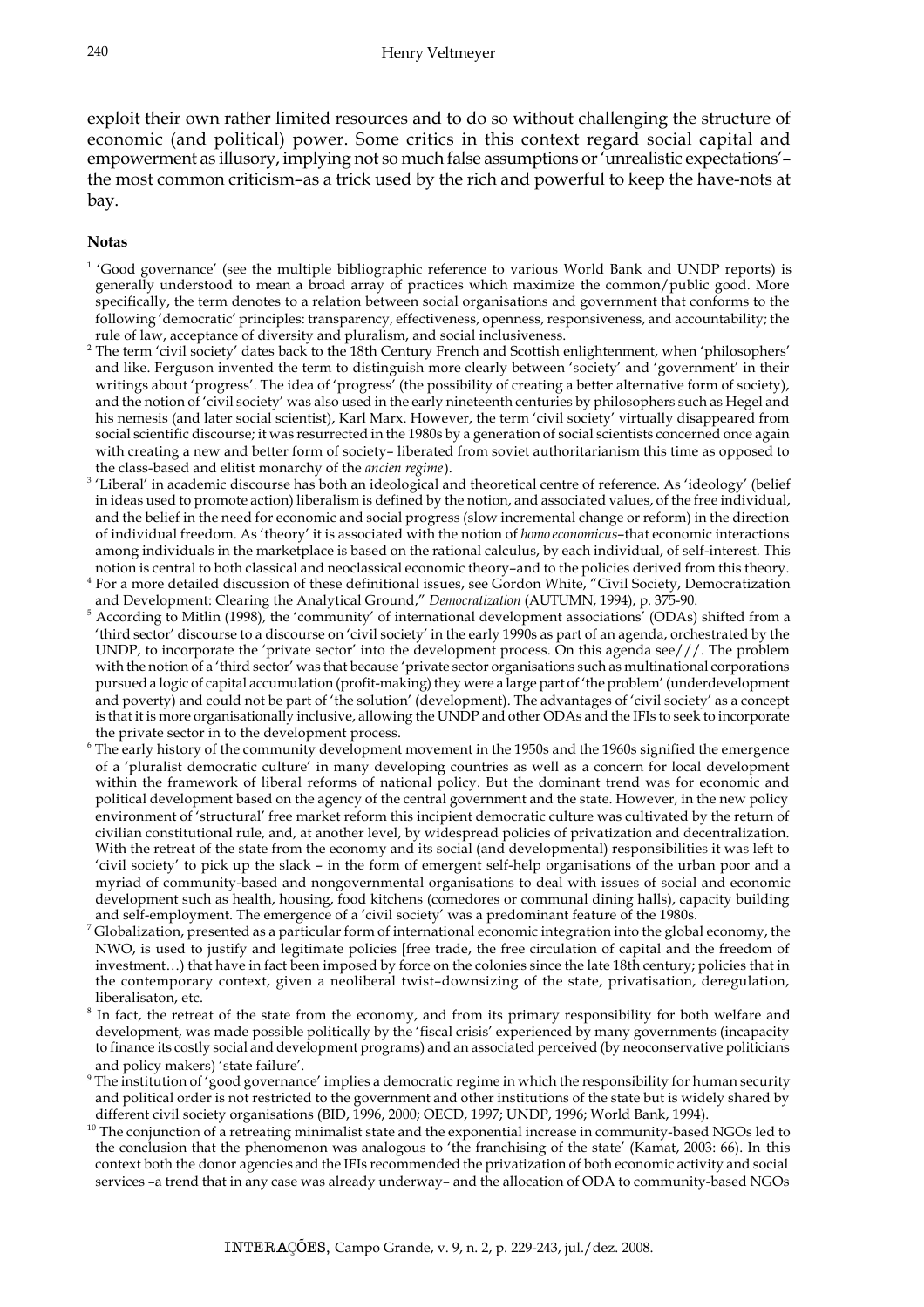exploit their own rather limited resources and to do so without challenging the structure of economic (and political) power. Some critics in this context regard social capital and empowerment as illusory, implying not so much false assumptions or 'unrealistic expectations'– the most common criticism–as a trick used by the rich and powerful to keep the have-nots at bay.

**Notas**

[1] 'Good governance' (see the multiple bibliographic reference to various World Bank and UNDP reports) is generally understood to mean a broad array of practices which maximize the common/public good. More specifically, the term denotes to a relation between social organisations and government that conforms to the following 'democratic' principles: transparency, effectiveness, openness, responsiveness, and accountability; the rule of law, acceptance of diversity and pluralism, and social inclusiveness.

[2] The term 'civil society' dates back to the 18th Century French and Scottish enlightenment, when 'philosophers' and like. Ferguson invented the term to distinguish more clearly between 'society' and 'government' in their writings about 'progress'. The idea of 'progress' (the possibility of creating a better alternative form of society), and the notion of 'civil society' was also used in the early nineteenth centuries by philosophers such as Hegel and his nemesis (and later social scientist), Karl Marx. However, the term 'civil society' virtually disappeared from social scientific discourse; it was resurrected in the 1980s by a generation of social scientists concerned once again with creating a new and better form of society– liberated from soviet authoritarianism this time as opposed to the class-based and elitist monarchy of the *ancien regime*).

[3] 'Liberal' in academic discourse has both an ideological and theoretical centre of reference. As 'ideology' (belief in ideas used to promote action) liberalism is defined by the notion, and associated values, of the free individual, and the belief in the need for economic and social progress (slow incremental change or reform) in the direction of individual freedom. As 'theory' it is associated with the notion of *homo economicus*–that economic interactions among individuals in the marketplace is based on the rational calculus, by each individual, of self-interest. This notion is central to both classical and neoclassical economic theory–and to the policies derived from this theory.

[4] For a more detailed discussion of these definitional issues, see Gordon White, "Civil Society, Democratization and Development: Clearing the Analytical Ground," *Democratization* (AUTUMN, 1994), p. 375-90.

[5] According to Mitlin (1998), the 'community' of international development associations' (ODAs) shifted from a 'third sector' discourse to a discourse on 'civil society' in the early 1990s as part of an agenda, orchestrated by the UNDP, to incorporate the 'private sector' into the development process. On this agenda see///. The problem with the notion of a 'third sector' was that because 'private sector organisations such as multinational corporations pursued a logic of capital accumulation (profit-making) they were a large part of 'the problem' (underdevelopment and poverty) and could not be part of 'the solution' (development). The advantages of 'civil society' as a concept is that it is more organisationally inclusive, allowing the UNDP and other ODAs and the IFIs to seek to incorporate the private sector in to the development process.

[6] The early history of the community development movement in the 1950s and the 1960s signified the emergence of a 'pluralist democratic culture' in many developing countries as well as a concern for local development within the framework of liberal reforms of national policy. But the dominant trend was for economic and political development based on the agency of the central government and the state. However, in the new policy environment of 'structural' free market reform this incipient democratic culture was cultivated by the return of civilian constitutional rule, and, at another level, by widespread policies of privatization and decentralization. With the retreat of the state from the economy and its social (and developmental) responsibilities it was left to 'civil society' to pick up the slack – in the form of emergent self-help organisations of the urban poor and a myriad of community-based and nongovernmental organisations to deal with issues of social and economic development such as health, housing, food kitchens (comedores or communal dining halls), capacity building and self-employment. The emergence of a 'civil society' was a predominant feature of the 1980s.

[7] Globalization, presented as a particular form of international economic integration into the global economy, the NWO, is used to justify and legitimate policies [free trade, the free circulation of capital and the freedom of investment…) that have in fact been imposed by force on the colonies since the late 18th century; policies that in the contemporary context, given a neoliberal twist–downsizing of the state, privatisation, deregulation, liberalisaton, etc.

[8] In fact, the retreat of the state from the economy, and from its primary responsibility for both welfare and development, was made possible politically by the 'fiscal crisis' experienced by many governments (incapacity to finance its costly social and development programs) and an associated perceived (by neoconservative politicians and policy makers) 'state failure'.

[9] The institution of 'good governance' implies a democratic regime in which the responsibility for human security and political order is not restricted to the government and other institutions of the state but is widely shared by different civil society organisations (BID, 1996, 2000; OECD, 1997; UNDP, 1996; World Bank, 1994).

[10] The conjunction of a retreating minimalist state and the exponential increase in community-based NGOs led to the conclusion that the phenomenon was analogous to 'the franchising of the state' (Kamat, 2003: 66). In this context both the donor agencies and the IFIs recommended the privatization of both economic activity and social services –a trend that in any case was already underway– and the allocation of ODA to community-based NGOs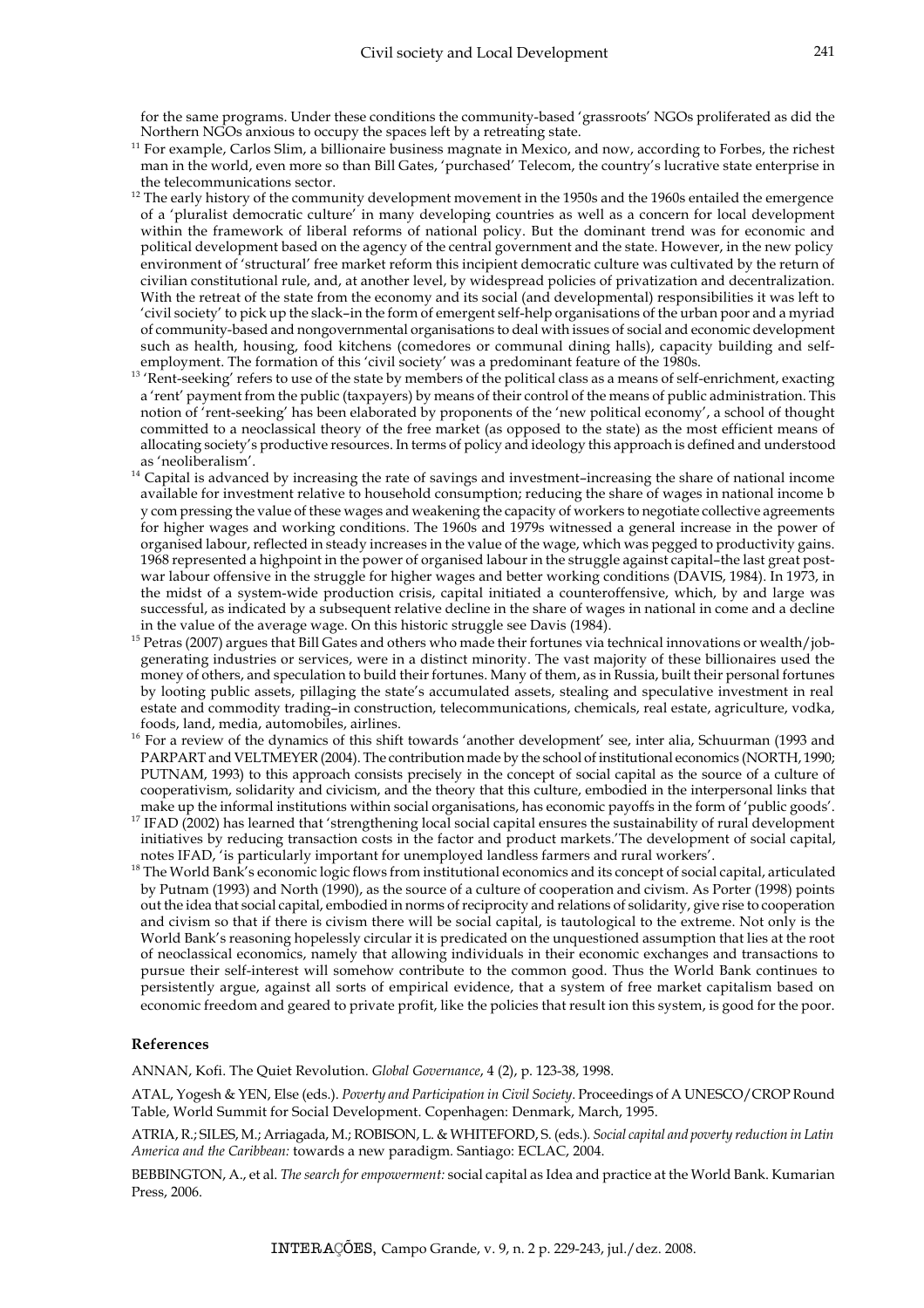for the same programs. Under these conditions the community-based 'grassroots' NGOs proliferated as did the Northern NGOs anxious to occupy the spaces left by a retreating state.

[11] For example, Carlos Slim, a billionaire business magnate in Mexico, and now, according to Forbes, the richest man in the world, even more so than Bill Gates, 'purchased' Telecom, the country's lucrative state enterprise in the telecommunications sector.

[12] The early history of the community development movement in the 1950s and the 1960s entailed the emergence of a 'pluralist democratic culture' in many developing countries as well as a concern for local development within the framework of liberal reforms of national policy. But the dominant trend was for economic and political development based on the agency of the central government and the state. However, in the new policy environment of 'structural' free market reform this incipient democratic culture was cultivated by the return of civilian constitutional rule, and, at another level, by widespread policies of privatization and decentralization. With the retreat of the state from the economy and its social (and developmental) responsibilities it was left to 'civil society' to pick up the slack–in the form of emergent self-help organisations of the urban poor and a myriad of community-based and nongovernmental organisations to deal with issues of social and economic development such as health, housing, food kitchens (comedores or communal dining halls), capacity building and self-employment. The formation of this 'civil society' was a predominant feature of the 1980s.

[13] 'Rent-seeking' refers to use of the state by members of the political class as a means of self-enrichment, exacting a 'rent' payment from the public (taxpayers) by means of their control of the means of public administration. This notion of 'rent-seeking' has been elaborated by proponents of the 'new political economy', a school of thought committed to a neoclassical theory of the free market (as opposed to the state) as the most efficient means of allocating society's productive resources. In terms of policy and ideology this approach is defined and understood as 'neoliberalism'.

[14] Capital is advanced by increasing the rate of savings and investment–increasing the share of national income available for investment relative to household consumption; reducing the share of wages in national income b y com pressing the value of these wages and weakening the capacity of workers to negotiate collective agreements for higher wages and working conditions. The 1960s and 1979s witnessed a general increase in the power of organised labour, reflected in steady increases in the value of the wage, which was pegged to productivity gains. 1968 represented a highpoint in the power of organised labour in the struggle against capital–the last great post-war labour offensive in the struggle for higher wages and better working conditions (DAVIS, 1984). In 1973, in the midst of a system-wide production crisis, capital initiated a counteroffensive, which, by and large was successful, as indicated by a subsequent relative decline in the share of wages in national in come and a decline in the value of the average wage. On this historic struggle see Davis (1984).

[15] Petras (2007) argues that Bill Gates and others who made their fortunes via technical innovations or wealth/job-generating industries or services, were in a distinct minority. The vast majority of these billionaires used the money of others, and speculation to build their fortunes. Many of them, as in Russia, built their personal fortunes by looting public assets, pillaging the state's accumulated assets, stealing and speculative investment in real estate and commodity trading–in construction, telecommunications, chemicals, real estate, agriculture, vodka, foods, land, media, automobiles, airlines.

[16] For a review of the dynamics of this shift towards 'another development' see, inter alia, Schuurman (1993 and PARPART and VELTMEYER (2004). The contribution made by the school of institutional economics (NORTH, 1990; PUTNAM, 1993) to this approach consists precisely in the concept of social capital as the source of a culture of cooperativism, solidarity and civicism, and the theory that this culture, embodied in the interpersonal links that make up the informal institutions within social organisations, has economic payoffs in the form of 'public goods'.

[17] IFAD (2002) has learned that 'strengthening local social capital ensures the sustainability of rural development initiatives by reducing transaction costs in the factor and product markets.'The development of social capital, notes IFAD, 'is particularly important for unemployed landless farmers and rural workers'.

[18] The World Bank's economic logic flows from institutional economics and its concept of social capital, articulated by Putnam (1993) and North (1990), as the source of a culture of cooperation and civism. As Porter (1998) points out the idea that social capital, embodied in norms of reciprocity and relations of solidarity, give rise to cooperation and civism so that if there is civism there will be social capital, is tautological to the extreme. Not only is the World Bank's reasoning hopelessly circular it is predicated on the unquestioned assumption that lies at the root of neoclassical economics, namely that allowing individuals in their economic exchanges and transactions to pursue their self-interest will somehow contribute to the common good. Thus the World Bank continues to persistently argue, against all sorts of empirical evidence, that a system of free market capitalism based on economic freedom and geared to private profit, like the policies that result ion this system, is good for the poor.

## References

ANNAN, Kofi. The Quiet Revolution. *Global Governance*, 4 (2), p. 123-38, 1998.

ATAL, Yogesh & YEN, Else (eds.). *Poverty and Participation in Civil Society*. Proceedings of A UNESCO/CROP Round Table, World Summit for Social Development. Copenhagen: Denmark, March, 1995.

ATRIA, R.; SILES, M.; Arriagada, M.; ROBISON, L. & WHITEFORD, S. (eds.). *Social capital and poverty reduction in Latin America and the Caribbean:* towards a new paradigm. Santiago: ECLAC, 2004.

BEBBINGTON, A., et al. *The search for empowerment:* social capital as Idea and practice at the World Bank. Kumarian Press, 2006.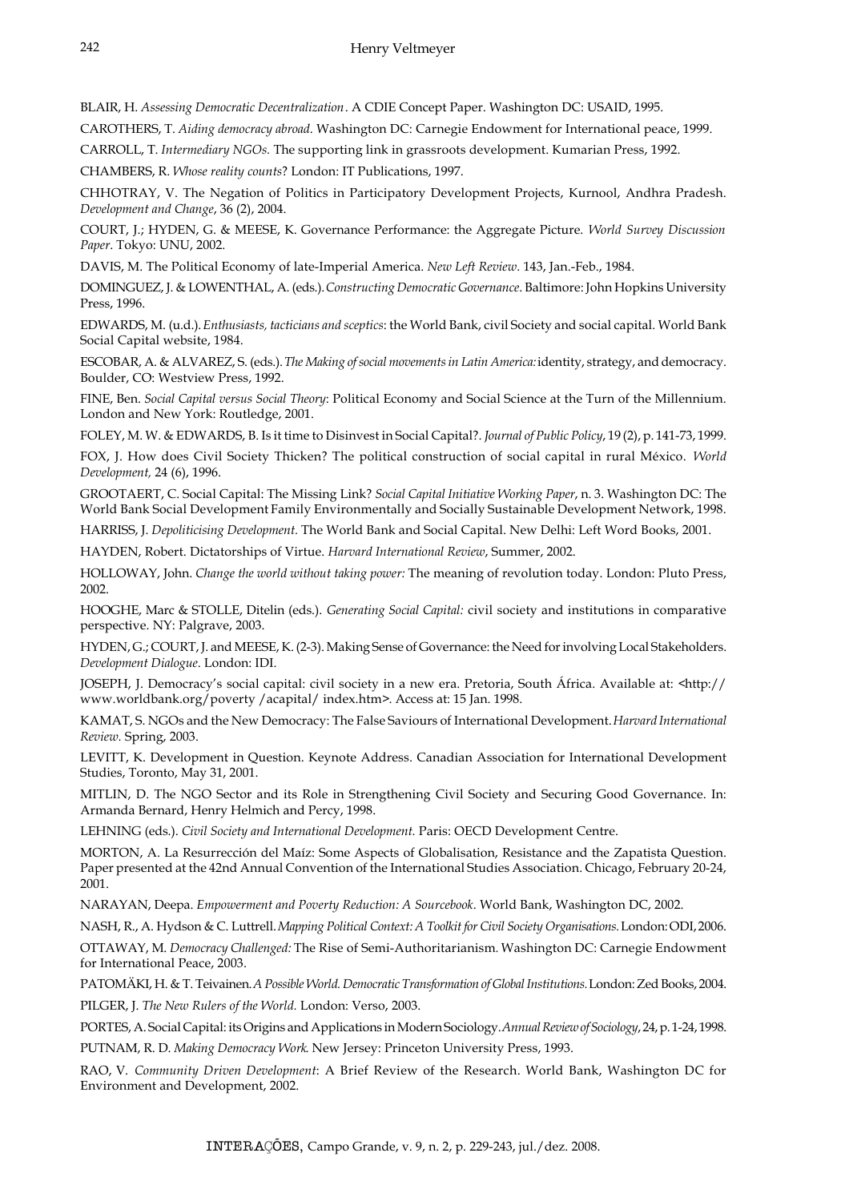BLAIR, H. *Assessing Democratic Decentralization*. A CDIE Concept Paper. Washington DC: USAID, 1995.

CAROTHERS, T. *Aiding democracy abroad*. Washington DC: Carnegie Endowment for International peace, 1999.

CARROLL, T. *Intermediary NGOs*. The supporting link in grassroots development. Kumarian Press, 1992.

CHAMBERS, R. *Whose reality counts*? London: IT Publications, 1997.

CHHOTRAY, V. The Negation of Politics in Participatory Development Projects, Kurnool, Andhra Pradesh. *Development and Change*, 36 (2), 2004.

COURT, J.; HYDEN, G. & MEESE, K. Governance Performance: the Aggregate Picture. *World Survey Discussion Paper*. Tokyo: UNU, 2002.

DAVIS, M. The Political Economy of late-Imperial America. *New Left Review*. 143, Jan.-Feb., 1984.

DOMINGUEZ, J. & LOWENTHAL, A. (eds.). *Constructing Democratic Governance*. Baltimore: John Hopkins University Press, 1996.

EDWARDS, M. (u.d.). *Enthusiasts, tacticians and sceptics*: the World Bank, civil Society and social capital. World Bank Social Capital website, 1984.

ESCOBAR, A. & ALVAREZ, S. (eds.). *The Making of social movements in Latin America:* identity, strategy, and democracy. Boulder, CO: Westview Press, 1992.

FINE, Ben. *Social Capital versus Social Theory*: Political Economy and Social Science at the Turn of the Millennium. London and New York: Routledge, 2001.

FOLEY, M. W. & EDWARDS, B. Is it time to Disinvest in Social Capital?. *Journal of Public Policy*, 19 (2), p. 141-73, 1999.

FOX, J. How does Civil Society Thicken? The political construction of social capital in rural México. *World Development,* 24 (6), 1996.

GROOTAERT, C. Social Capital: The Missing Link? *Social Capital Initiative Working Paper*, n. 3. Washington DC: The World Bank Social Development Family Environmentally and Socially Sustainable Development Network, 1998.

HARRISS, J. *Depoliticising Development*. The World Bank and Social Capital. New Delhi: Left Word Books, 2001.

HAYDEN, Robert. Dictatorships of Virtue. *Harvard International Review*, Summer, 2002.

HOLLOWAY, John. *Change the world without taking power:* The meaning of revolution today. London: Pluto Press, 2002.

HOOGHE, Marc & STOLLE, Ditelin (eds.). *Generating Social Capital:* civil society and institutions in comparative perspective. NY: Palgrave, 2003.

HYDEN, G.; COURT, J. and MEESE, K. (2-3). Making Sense of Governance: the Need for involving Local Stakeholders. *Development Dialogue*. London: IDI.

JOSEPH, J. Democracy's social capital: civil society in a new era. Pretoria, South África. Available at: <http:// www.worldbank.org/poverty /acapital/ index.htm>. Access at: 15 Jan. 1998.

KAMAT, S. NGOs and the New Democracy: The False Saviours of International Development. *Harvard International Review*. Spring, 2003.

LEVITT, K. Development in Question. Keynote Address. Canadian Association for International Development Studies, Toronto, May 31, 2001.

MITLIN, D. The NGO Sector and its Role in Strengthening Civil Society and Securing Good Governance. In: Armanda Bernard, Henry Helmich and Percy, 1998.

LEHNING (eds.). *Civil Society and International Development*. Paris: OECD Development Centre.

MORTON, A. La Resurrección del Maíz: Some Aspects of Globalisation, Resistance and the Zapatista Question. Paper presented at the 42nd Annual Convention of the International Studies Association. Chicago, February 20-24, 2001.

NARAYAN, Deepa. *Empowerment and Poverty Reduction: A Sourcebook*. World Bank, Washington DC, 2002.

NASH, R., A. Hydson & C. Luttrell. *Mapping Political Context: A Toolkit for Civil Society Organisations*. London: ODI, 2006.

OTTAWAY, M. *Democracy Challenged:* The Rise of Semi-Authoritarianism. Washington DC: Carnegie Endowment for International Peace, 2003.

PATOMÄKI, H. & T. Teivainen. *A Possible World. Democratic Transformation of Global Institutions*. London: Zed Books, 2004.

PILGER, J. *The New Rulers of the World*. London: Verso, 2003.

PORTES, A. Social Capital: its Origins and Applications in Modern Sociology. *Annual Review of Sociology*, 24, p. 1-24, 1998.

PUTNAM, R. D. *Making Democracy Work*. New Jersey: Princeton University Press, 1993.

RAO, V. *Community Driven Development*: A Brief Review of the Research. World Bank, Washington DC for Environment and Development, 2002.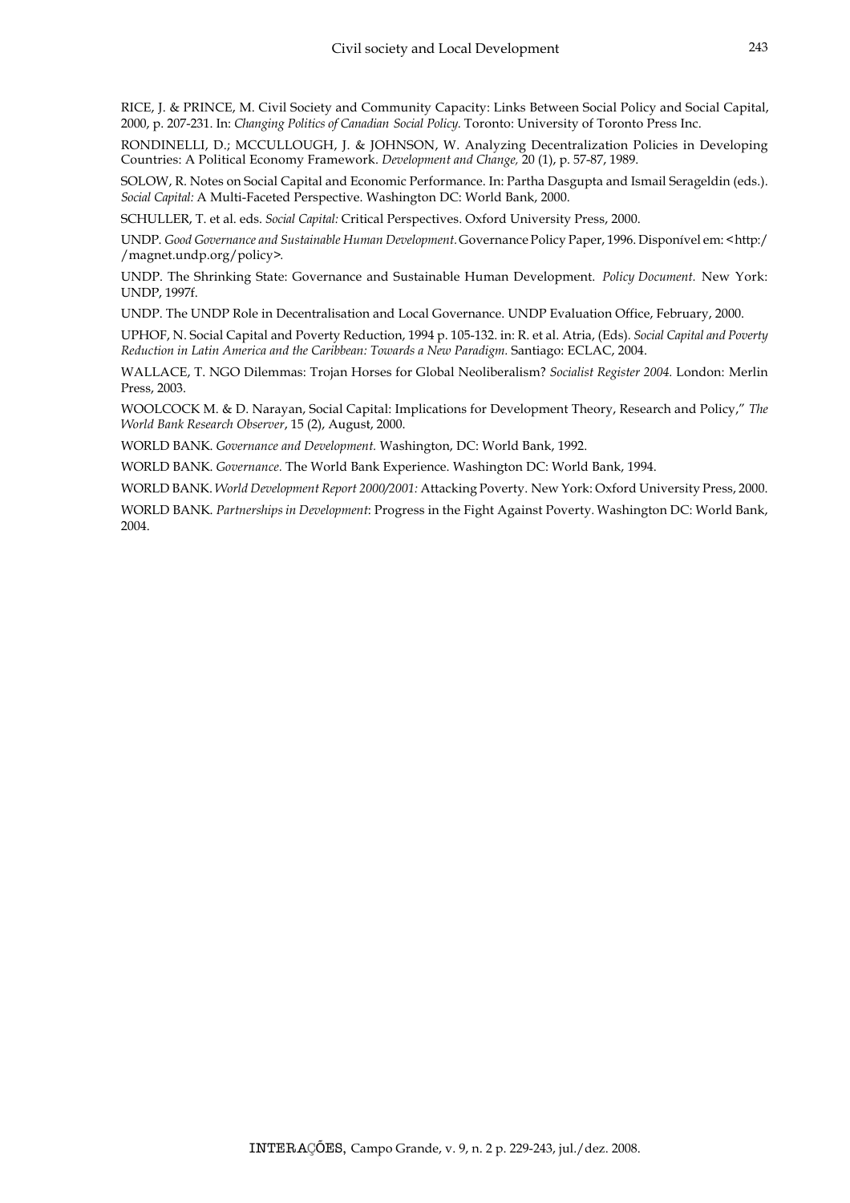RICE, J. & PRINCE, M. Civil Society and Community Capacity: Links Between Social Policy and Social Capital, 2000, p. 207-231. In: *Changing Politics of Canadian Social Policy.* Toronto: University of Toronto Press Inc.

RONDINELLI, D.; MCCULLOUGH, J. & JOHNSON, W. Analyzing Decentralization Policies in Developing Countries: A Political Economy Framework. *Development and Change,* 20 (1), p. 57-87, 1989.

SOLOW, R. Notes on Social Capital and Economic Performance. In: Partha Dasgupta and Ismail Serageldin (eds.). *Social Capital:* A Multi-Faceted Perspective. Washington DC: World Bank, 2000.

SCHULLER, T. et al. eds. *Social Capital:* Critical Perspectives. Oxford University Press, 2000.

UNDP. *Good Governance and Sustainable Human Development.* Governance Policy Paper, 1996. Disponível em: <http://magnet.undp.org/policy>.

UNDP. The Shrinking State: Governance and Sustainable Human Development. *Policy Document.* New York: UNDP, 1997f.

UNDP. The UNDP Role in Decentralisation and Local Governance. UNDP Evaluation Office, February, 2000.

UPHOF, N. Social Capital and Poverty Reduction, 1994 p. 105-132. in: R. et al. Atria, (Eds). *Social Capital and Poverty Reduction in Latin America and the Caribbean: Towards a New Paradigm.* Santiago: ECLAC, 2004.

WALLACE, T. NGO Dilemmas: Trojan Horses for Global Neoliberalism? *Socialist Register 2004.* London: Merlin Press, 2003.

WOOLCOCK M. & D. Narayan, Social Capital: Implications for Development Theory, Research and Policy," *The World Bank Research Observer*, 15 (2), August, 2000.

WORLD BANK. *Governance and Development.* Washington, DC: World Bank, 1992.

WORLD BANK. *Governance.* The World Bank Experience. Washington DC: World Bank, 1994.

WORLD BANK. *World Development Report 2000/2001:* Attacking Poverty. New York: Oxford University Press, 2000.

WORLD BANK. *Partnerships in Development*: Progress in the Fight Against Poverty. Washington DC: World Bank, 2004.